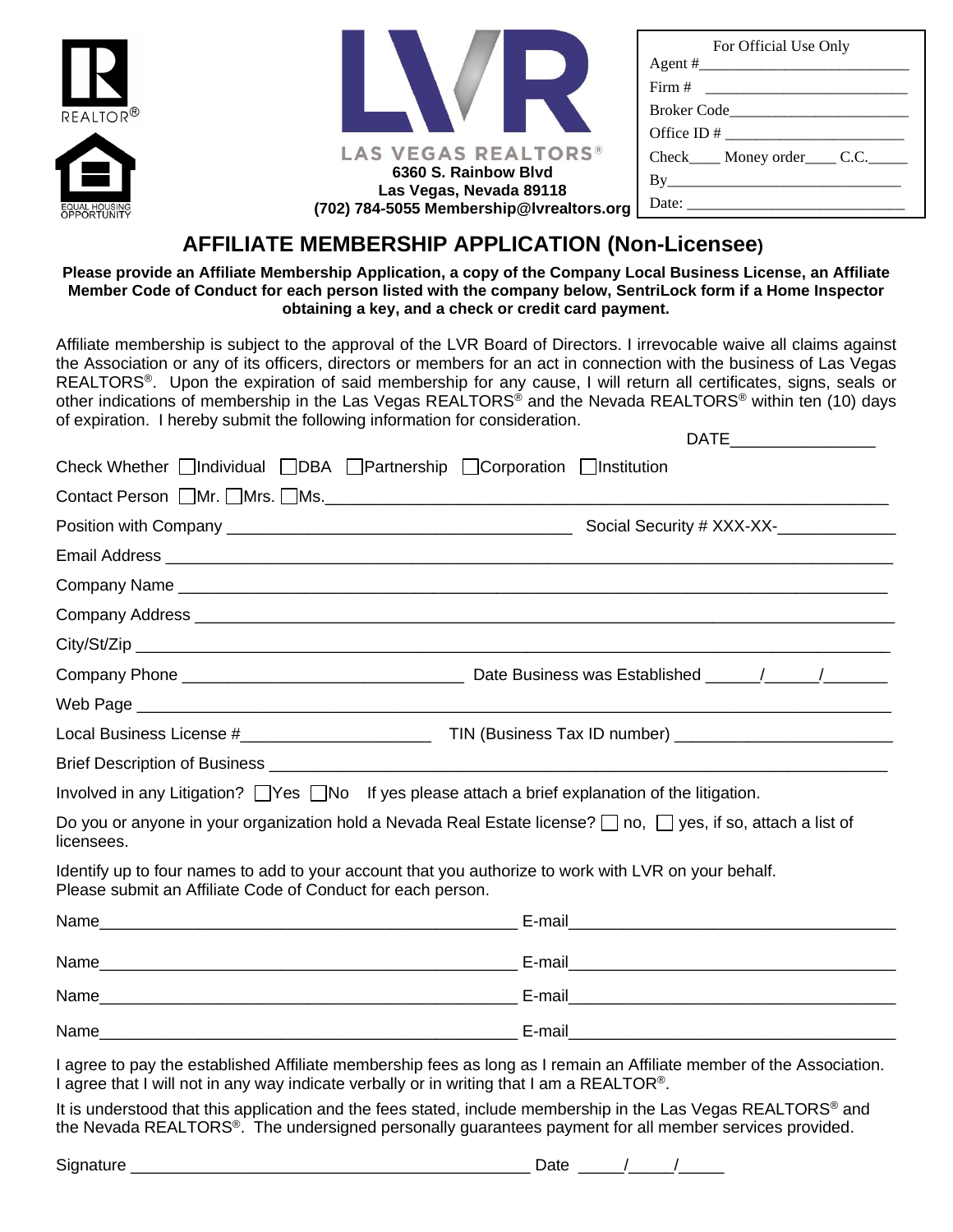LAS VEGAS REALTORS®
6360 S. Rainbow Blvd
Las Vegas, Nevada 89118
(702) 784-5055 Membership@lvrealtors.org

| For Official Use Only |
| --- |
| Agent #___________________________ |
| Firm # ___________________________ |
| Broker Code_______________________ |
| Office ID # _______________________ |
| Check____ Money order____ C.C._____ |
| By______________________________ |
| Date: ___________________________ |

# AFFILIATE MEMBERSHIP APPLICATION (Non-Licensee)

**Please provide an Affiliate Membership Application, a copy of the Company Local Business License, an Affiliate Member Code of Conduct for each person listed with the company below, SentriLock form if a Home Inspector obtaining a key, and a check or credit card payment.**

Affiliate membership is subject to the approval of the LVR Board of Directors. I irrevocable waive all claims against the Association or any of its officers, directors or members for an act in connection with the business of Las Vegas REALTORS®. Upon the expiration of said membership for any cause, I will return all certificates, signs, seals or other indications of membership in the Las Vegas REALTORS® and the Nevada REALTORS® within ten (10) days of expiration. I hereby submit the following information for consideration.

DATE________________

Check Whether ☐ Individual ☐ DBA ☐ Partnership ☐ Corporation ☐ Institution

Contact Person ☐ Mr. ☐ Mrs. ☐ Ms.________________________________________________________________

Position with Company ______________________________________ Social Security # XXX-XX-_____________

Email Address ________________________________________________________________________________

Company Name _______________________________________________________________________________

Company Address _____________________________________________________________________________

City/St/Zip ___________________________________________________________________________________

Company Phone _______________________________ Date Business was Established ______/______/_______

Web Page ____________________________________________________________________________________

Local Business License #_____________________ TIN (Business Tax ID number) ________________________

Brief Description of Business ____________________________________________________________________

Involved in any Litigation? ☐ Yes ☐ No If yes please attach a brief explanation of the litigation.

Do you or anyone in your organization hold a Nevada Real Estate license? ☐ no, ☐ yes, if so, attach a list of licensees.

Identify up to four names to add to your account that you authorize to work with LVR on your behalf.
Please submit an Affiliate Code of Conduct for each person.

Name_______________________________________________ E-mail____________________________________

Name_______________________________________________ E-mail____________________________________

Name_______________________________________________ E-mail____________________________________

Name_______________________________________________ E-mail____________________________________

I agree to pay the established Affiliate membership fees as long as I remain an Affiliate member of the Association. I agree that I will not in any way indicate verbally or in writing that I am a REALTOR®.

It is understood that this application and the fees stated, include membership in the Las Vegas REALTORS® and the Nevada REALTORS®. The undersigned personally guarantees payment for all member services provided.

Signature ____________________________________________ Date _____/_____/_____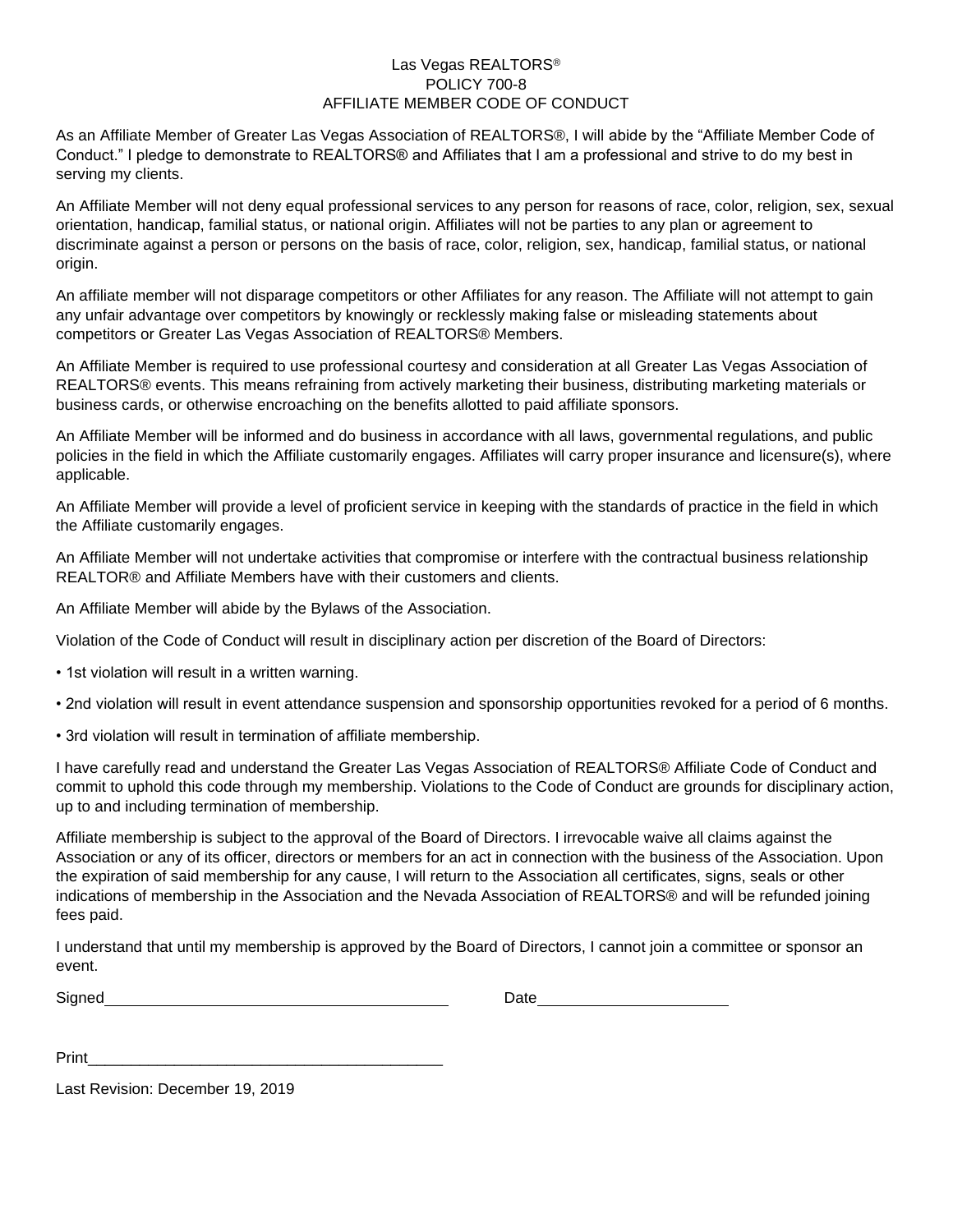# Las Vegas REALTORS®
## POLICY 700-8
## AFFILIATE MEMBER CODE OF CONDUCT

As an Affiliate Member of Greater Las Vegas Association of REALTORS®, I will abide by the "Affiliate Member Code of Conduct." I pledge to demonstrate to REALTORS® and Affiliates that I am a professional and strive to do my best in serving my clients.

An Affiliate Member will not deny equal professional services to any person for reasons of race, color, religion, sex, sexual orientation, handicap, familial status, or national origin. Affiliates will not be parties to any plan or agreement to discriminate against a person or persons on the basis of race, color, religion, sex, handicap, familial status, or national origin.

An affiliate member will not disparage competitors or other Affiliates for any reason. The Affiliate will not attempt to gain any unfair advantage over competitors by knowingly or recklessly making false or misleading statements about competitors or Greater Las Vegas Association of REALTORS® Members.

An Affiliate Member is required to use professional courtesy and consideration at all Greater Las Vegas Association of REALTORS® events. This means refraining from actively marketing their business, distributing marketing materials or business cards, or otherwise encroaching on the benefits allotted to paid affiliate sponsors.

An Affiliate Member will be informed and do business in accordance with all laws, governmental regulations, and public policies in the field in which the Affiliate customarily engages. Affiliates will carry proper insurance and licensure(s), where applicable.

An Affiliate Member will provide a level of proficient service in keeping with the standards of practice in the field in which the Affiliate customarily engages.

An Affiliate Member will not undertake activities that compromise or interfere with the contractual business relationship REALTOR® and Affiliate Members have with their customers and clients.

An Affiliate Member will abide by the Bylaws of the Association.

Violation of the Code of Conduct will result in disciplinary action per discretion of the Board of Directors:

- 1st violation will result in a written warning.
- 2nd violation will result in event attendance suspension and sponsorship opportunities revoked for a period of 6 months.
- 3rd violation will result in termination of affiliate membership.

I have carefully read and understand the Greater Las Vegas Association of REALTORS® Affiliate Code of Conduct and commit to uphold this code through my membership. Violations to the Code of Conduct are grounds for disciplinary action, up to and including termination of membership.

Affiliate membership is subject to the approval of the Board of Directors. I irrevocable waive all claims against the Association or any of its officer, directors or members for an act in connection with the business of the Association. Upon the expiration of said membership for any cause, I will return to the Association all certificates, signs, seals or other indications of membership in the Association and the Nevada Association of REALTORS® and will be refunded joining fees paid.

I understand that until my membership is approved by the Board of Directors, I cannot join a committee or sponsor an event.

Signed________________________________________ Date______________________

Print__________________________________________

Last Revision: December 19, 2019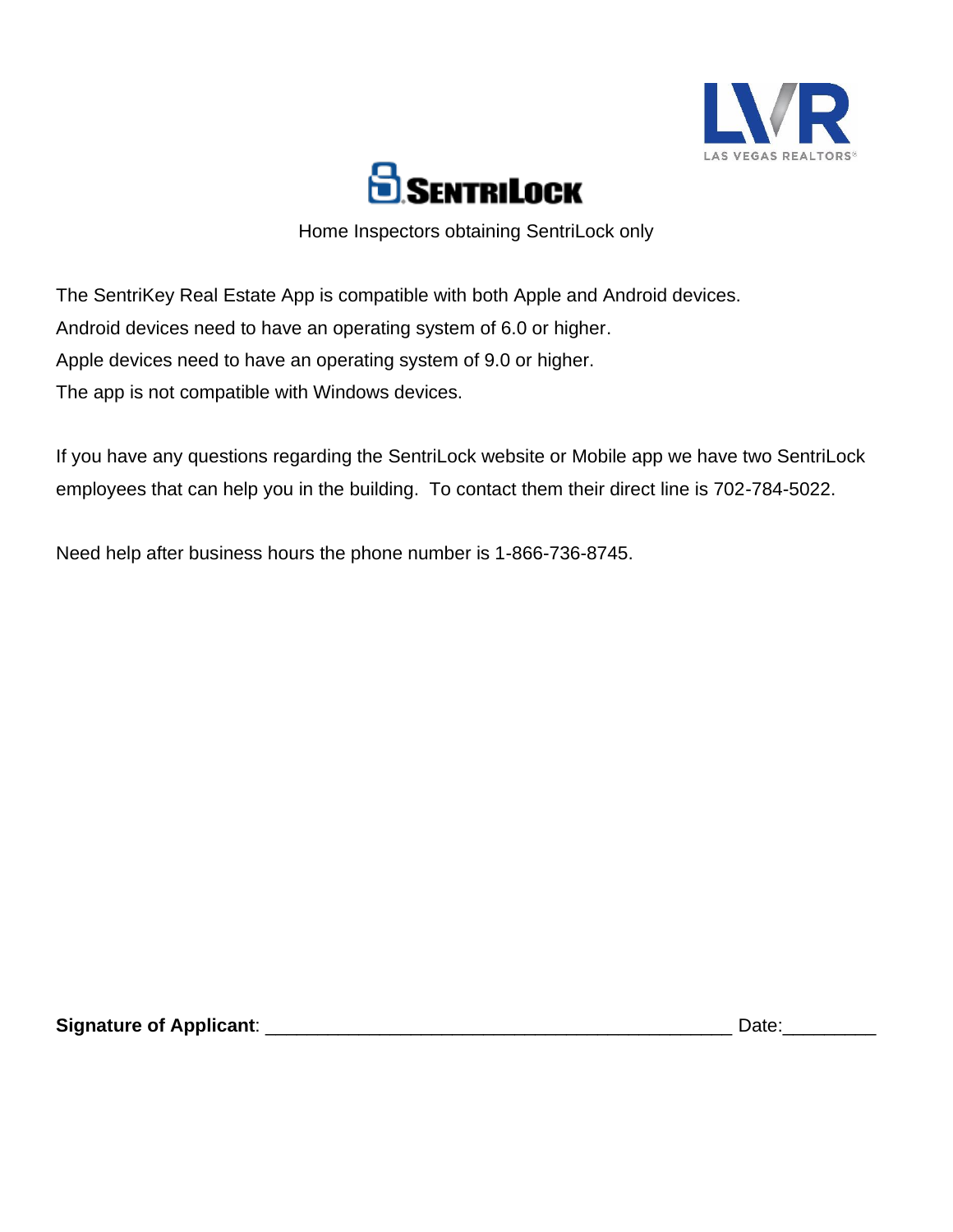LAS VEGAS REALTORS®

SENTRILOCK

Home Inspectors obtaining SentriLock only

The SentriKey Real Estate App is compatible with both Apple and Android devices.
Android devices need to have an operating system of 6.0 or higher.
Apple devices need to have an operating system of 9.0 or higher.
The app is not compatible with Windows devices.

If you have any questions regarding the SentriLock website or Mobile app we have two SentriLock employees that can help you in the building. To contact them their direct line is 702-784-5022.

Need help after business hours the phone number is 1-866-736-8745.

**Signature of Applicant**: ______________________________________________ Date:_________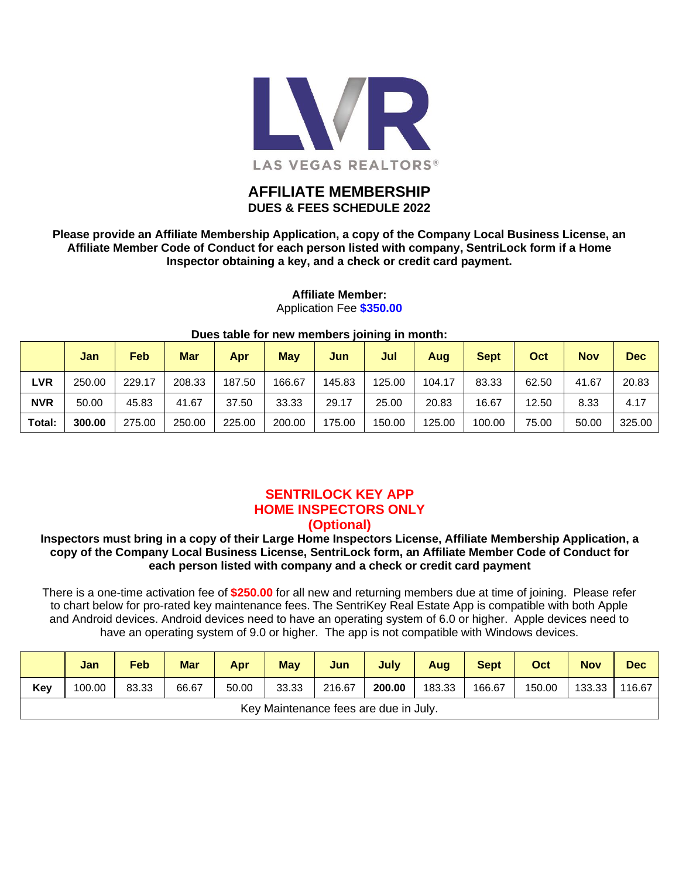LAS VEGAS REALTORS®

# AFFILIATE MEMBERSHIP

## DUES & FEES SCHEDULE 2022

**Please provide an Affiliate Membership Application, a copy of the Company Local Business License, an Affiliate Member Code of Conduct for each person listed with company, SentriLock form if a Home Inspector obtaining a key, and a check or credit card payment.**

**Affiliate Member:**
Application Fee **$350.00**

**Dues table for new members joining in month:**

| | Jan | Feb | Mar | Apr | May | Jun | Jul | Aug | Sept | Oct | Nov | Dec |
|---|---|---|---|---|---|---|---|---|---|---|---|---|
| **LVR** | 250.00 | 229.17 | 208.33 | 187.50 | 166.67 | 145.83 | 125.00 | 104.17 | 83.33 | 62.50 | 41.67 | 20.83 |
| **NVR** | 50.00 | 45.83 | 41.67 | 37.50 | 33.33 | 29.17 | 25.00 | 20.83 | 16.67 | 12.50 | 8.33 | 4.17 |
| **Total:** | **300.00** | 275.00 | 250.00 | 225.00 | 200.00 | 175.00 | 150.00 | 125.00 | 100.00 | 75.00 | 50.00 | 325.00 |

## SENTRILOCK KEY APP
## HOME INSPECTORS ONLY
## (Optional)

**Inspectors must bring in a copy of their Large Home Inspectors License, Affiliate Membership Application, a copy of the Company Local Business License, SentriLock form, an Affiliate Member Code of Conduct for each person listed with company and a check or credit card payment**

There is a one-time activation fee of **$250.00** for all new and returning members due at time of joining. Please refer to chart below for pro-rated key maintenance fees. The SentriKey Real Estate App is compatible with both Apple and Android devices. Android devices need to have an operating system of 6.0 or higher. Apple devices need to have an operating system of 9.0 or higher. The app is not compatible with Windows devices.

| | Jan | Feb | Mar | Apr | May | Jun | July | Aug | Sept | Oct | Nov | Dec |
|---|---|---|---|---|---|---|---|---|---|---|---|---|
| **Key** | 100.00 | 83.33 | 66.67 | 50.00 | 33.33 | 216.67 | **200.00** | 183.33 | 166.67 | 150.00 | 133.33 | 116.67 |
| Key Maintenance fees are due in July. | | | | | | | | | | | | |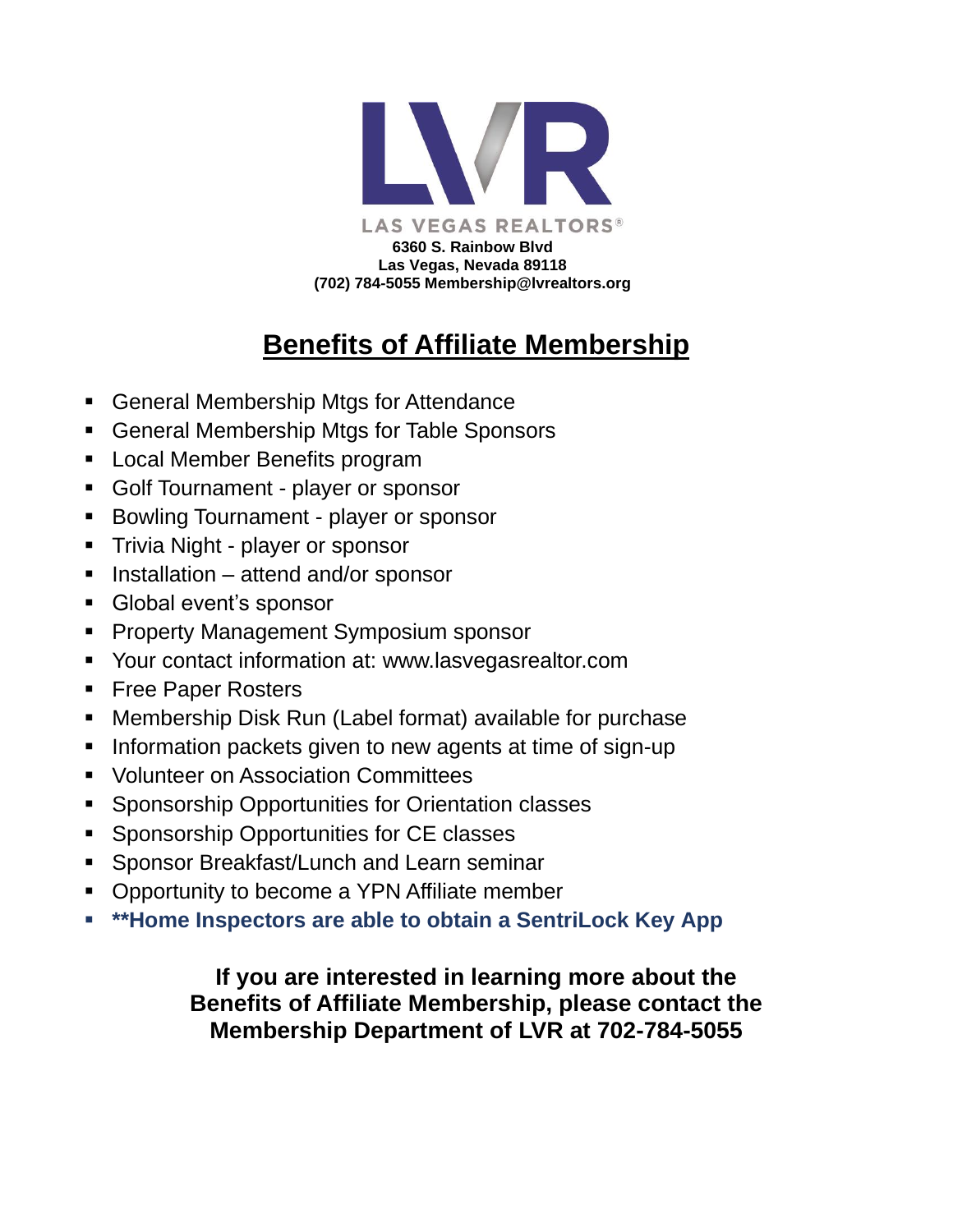LAS VEGAS REALTORS®

**6360 S. Rainbow Blvd**
**Las Vegas, Nevada 89118**
**(702) 784-5055 Membership@lvrealtors.org**

# Benefits of Affiliate Membership

- General Membership Mtgs for Attendance
- General Membership Mtgs for Table Sponsors
- Local Member Benefits program
- Golf Tournament - player or sponsor
- Bowling Tournament - player or sponsor
- Trivia Night - player or sponsor
- Installation – attend and/or sponsor
- Global event's sponsor
- Property Management Symposium sponsor
- Your contact information at: www.lasvegasrealtor.com
- Free Paper Rosters
- Membership Disk Run (Label format) available for purchase
- Information packets given to new agents at time of sign-up
- Volunteer on Association Committees
- Sponsorship Opportunities for Orientation classes
- Sponsorship Opportunities for CE classes
- Sponsor Breakfast/Lunch and Learn seminar
- Opportunity to become a YPN Affiliate member
- **\*\*Home Inspectors are able to obtain a SentriLock Key App**

**If you are interested in learning more about the Benefits of Affiliate Membership, please contact the Membership Department of LVR at 702-784-5055**